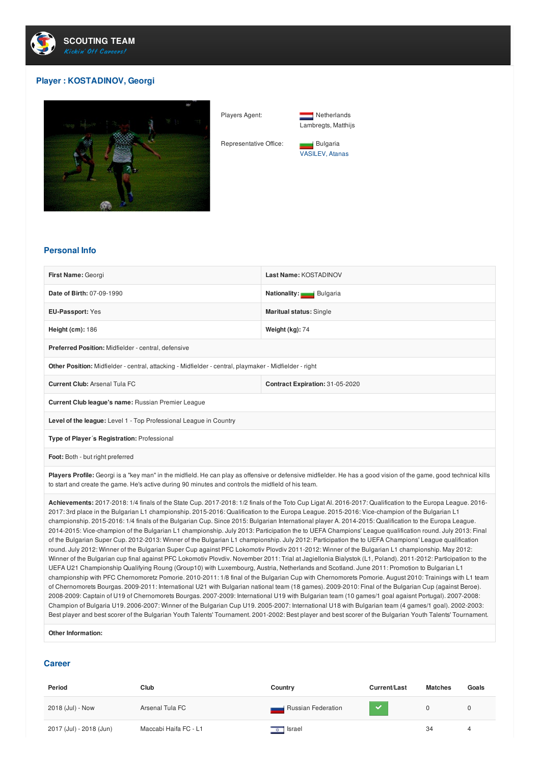# SCOUTING TEAM

*Kickin' Off Careers!*

## Player : KOSTADINOV, Georgi

Players Agent: Netherlands
Lambregts, Matthijs

Representative Office: Bulgaria
VASILEV, Atanas

### Personal Info

| | |
|---|---|
| **First Name:** Georgi | **Last Name:** KOSTADINOV |
| **Date of Birth:** 07-09-1990 | **Nationality:** Bulgaria |
| **EU-Passport:** Yes | **Maritual status:** Single |
| **Height (cm):** 186 | **Weight (kg):** 74 |
| **Preferred Position:** Midfielder - central, defensive | |
| **Other Position:** Midfielder - central, attacking - Midfielder - central, playmaker - Midfielder - right | |
| **Current Club:** Arsenal Tula FC | **Contract Expiration:** 31-05-2020 |
| **Current Club league's name:** Russian Premier League | |
| **Level of the league:** Level 1 - Top Professional League in Country | |
| **Type of Player´s Registration:** Professional | |
| **Foot:** Both - but right preferred | |
| **Players Profile:** Georgi is a "key man" in the midfield. He can play as offensive or defensive midfielder. He has a good vision of the game, good technical kills to start and create the game. He's active during 90 minutes and controls the midfield of his team. | |
| **Achievements:** 2017-2018: 1/4 finals of the State Cup. 2017-2018: 1/2 finals of the Toto Cup Ligat Al. 2016-2017: Qualification to the Europa League. 2016-2017: 3rd place in the Bulgarian L1 championship. 2015-2016: Qualification to the Europa League. 2015-2016: Vice-champion of the Bulgarian L1 championship. 2015-2016: 1/4 finals of the Bulgarian Cup. Since 2015: Bulgarian International player A. 2014-2015: Qualification to the Europa League. 2014-2015: Vice-champion of the Bulgarian L1 championship. July 2013: Participation the to UEFA Champions' League qualification round. July 2013: Final of the Bulgarian Super Cup. 2012-2013: Winner of the Bulgarian L1 championship. July 2012: Participation the to UEFA Champions' League qualification round. July 2012: Winner of the Bulgarian Super Cup against PFC Lokomotiv Plovdiv 2011-2012: Winner of the Bulgarian L1 championship. May 2012: Winner of the Bulgarian cup final against PFC Lokomotiv Plovdiv. November 2011: Trial at Jagiellonia Bialystok (L1, Poland). 2011-2012: Participation to the UEFA U21 Championship Qualifying Roung (Group10) with Luxembourg, Austria, Netherlands and Scotland. June 2011: Promotion to Bulgarian L1 championship with PFC Chernomoretz Pomorie. 2010-2011: 1/8 final of the Bulgarian Cup with Chernomorets Pomorie. August 2010: Trainings with L1 team of Chernomorets Bourgas. 2009-2011: International U21 with Bulgarian national team (18 games). 2009-2010: Final of the Bulgarian Cup (against Beroe). 2008-2009: Captain of U19 of Chernomorets Bourgas. 2007-2009: International U19 with Bulgarian team (10 games/1 goal agaisnt Portugal). 2007-2008: Champion of Bulgaria U19. 2006-2007: Winner of the Bulgarian Cup U19. 2005-2007: International U18 with Bulgarian team (4 games/1 goal). 2002-2003: Best player and best scorer of the Bulgarian Youth Talents' Tournament. 2001-2002: Best player and best scorer of the Bulgarian Youth Talents' Tournament. | |
| **Other Information:** | |

### Career

| Period | Club | Country | Current/Last | Matches | Goals |
|---|---|---|---|---|---|
| 2018 (Jul) - Now | Arsenal Tula FC | Russian Federation | ✓ | 0 | 0 |
| 2017 (Jul) - 2018 (Jun) | Maccabi Haifa FC - L1 | Israel | | 34 | 4 |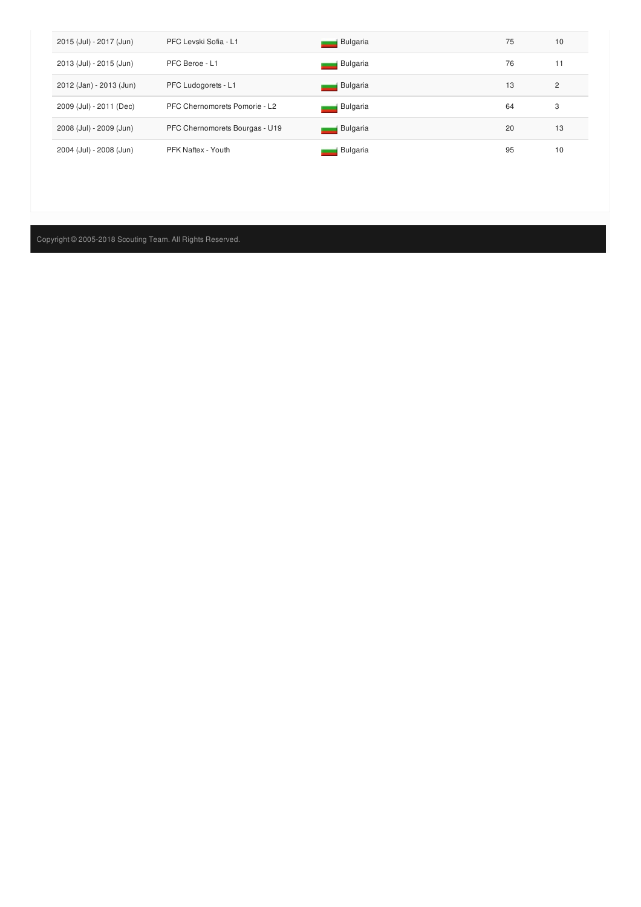| | | | | |
|---|---|---|---|---|
| 2015 (Jul) - 2017 (Jun) | PFC Levski Sofia - L1 | Bulgaria | 75 | 10 |
| 2013 (Jul) - 2015 (Jun) | PFC Beroe - L1 | Bulgaria | 76 | 11 |
| 2012 (Jan) - 2013 (Jun) | PFC Ludogorets - L1 | Bulgaria | 13 | 2 |
| 2009 (Jul) - 2011 (Dec) | PFC Chernomorets Pomorie - L2 | Bulgaria | 64 | 3 |
| 2008 (Jul) - 2009 (Jun) | PFC Chernomorets Bourgas - U19 | Bulgaria | 20 | 13 |
| 2004 (Jul) - 2008 (Jun) | PFK Naftex - Youth | Bulgaria | 95 | 10 |

Copyright © 2005-2018 Scouting Team. All Rights Reserved.